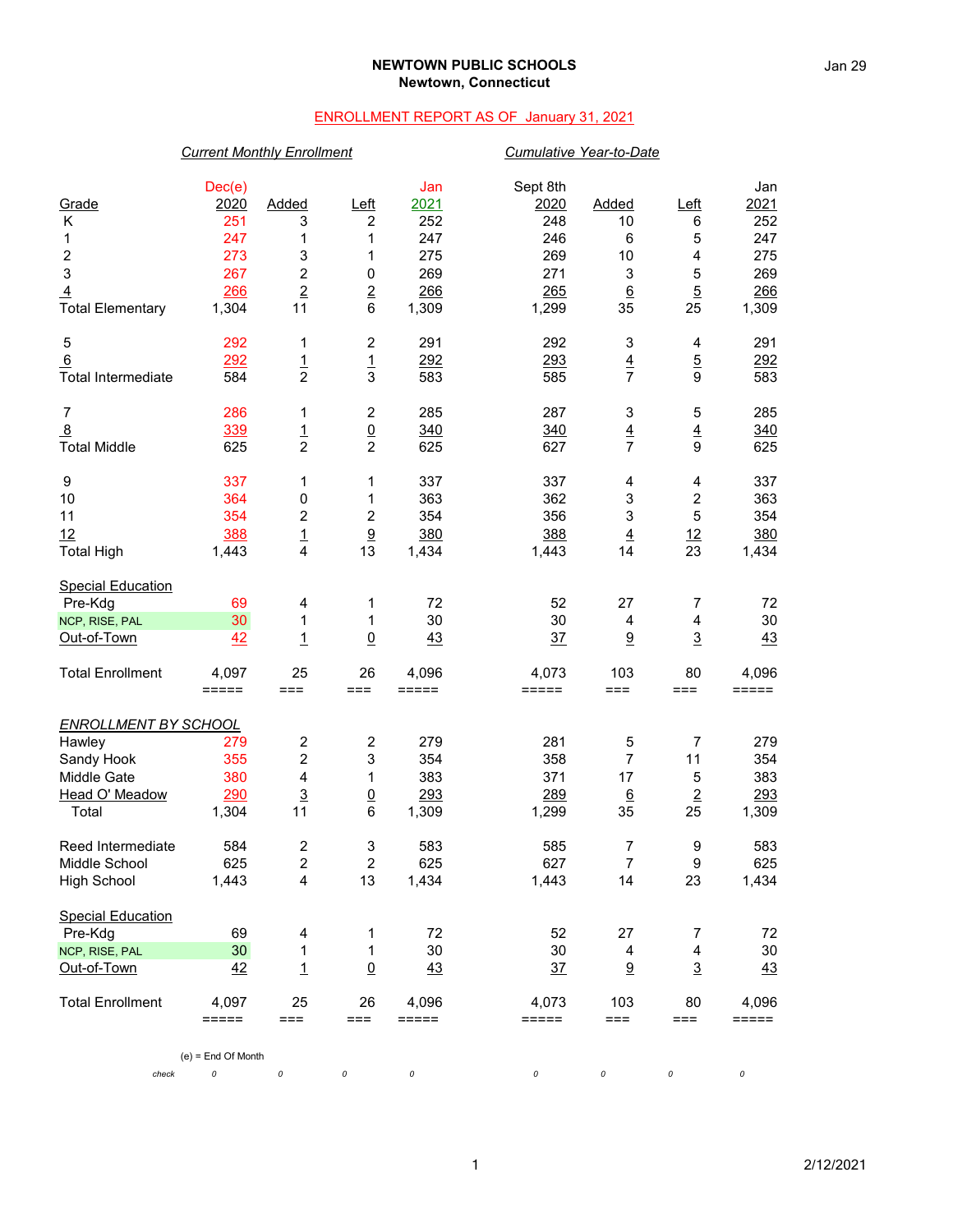**NEWTOWN PUBLIC SCHOOLS**
**Newtown, Connecticut**

Jan 29

ENROLLMENT REPORT AS OF January 31, 2021

| | *Current Monthly Enrollment* | | | | *Cumulative Year-to-Date* | | | |
|---|---|---|---|---|---|---|---|---|
| Grade | Dec(e) 2020 | Added | Left | Jan 2021 | Sept 8th 2020 | Added | Left | Jan 2021 |
| K | 251 | 3 | 2 | 252 | 248 | 10 | 6 | 252 |
| 1 | 247 | 1 | 1 | 247 | 246 | 6 | 5 | 247 |
| 2 | 273 | 3 | 1 | 275 | 269 | 10 | 4 | 275 |
| 3 | 267 | 2 | 0 | 269 | 271 | 3 | 5 | 269 |
| 4 | 266 | 2 | 2 | 266 | 265 | 6 | 5 | 266 |
| Total Elementary | 1,304 | 11 | 6 | 1,309 | 1,299 | 35 | 25 | 1,309 |
| | | | | | | | | |
| 5 | 292 | 1 | 2 | 291 | 292 | 3 | 4 | 291 |
| 6 | 292 | 1 | 1 | 292 | 293 | 4 | 5 | 292 |
| Total Intermediate | 584 | 2 | 3 | 583 | 585 | 7 | 9 | 583 |
| | | | | | | | | |
| 7 | 286 | 1 | 2 | 285 | 287 | 3 | 5 | 285 |
| 8 | 339 | 1 | 0 | 340 | 340 | 4 | 4 | 340 |
| Total Middle | 625 | 2 | 2 | 625 | 627 | 7 | 9 | 625 |
| | | | | | | | | |
| 9 | 337 | 1 | 1 | 337 | 337 | 4 | 4 | 337 |
| 10 | 364 | 0 | 1 | 363 | 362 | 3 | 2 | 363 |
| 11 | 354 | 2 | 2 | 354 | 356 | 3 | 5 | 354 |
| 12 | 388 | 1 | 9 | 380 | 388 | 4 | 12 | 380 |
| Total High | 1,443 | 4 | 13 | 1,434 | 1,443 | 14 | 23 | 1,434 |
| | | | | | | | | |
| Special Education | | | | | | | | |
| Pre-Kdg | 69 | 4 | 1 | 72 | 52 | 27 | 7 | 72 |
| NCP, RISE, PAL | 30 | 1 | 1 | 30 | 30 | 4 | 4 | 30 |
| Out-of-Town | 42 | 1 | 0 | 43 | 37 | 9 | 3 | 43 |
| | | | | | | | | |
| Total Enrollment | 4,097 | 25 | 26 | 4,096 | 4,073 | 103 | 80 | 4,096 |

| *ENROLLMENT BY SCHOOL* | Dec(e) 2020 | Added | Left | Jan 2021 | Sept 8th 2020 | Added | Left | Jan 2021 |
|---|---|---|---|---|---|---|---|---|
| Hawley | 279 | 2 | 2 | 279 | 281 | 5 | 7 | 279 |
| Sandy Hook | 355 | 2 | 3 | 354 | 358 | 7 | 11 | 354 |
| Middle Gate | 380 | 4 | 1 | 383 | 371 | 17 | 5 | 383 |
| Head O' Meadow | 290 | 3 | 0 | 293 | 289 | 6 | 2 | 293 |
| Total | 1,304 | 11 | 6 | 1,309 | 1,299 | 35 | 25 | 1,309 |
| | | | | | | | | |
| Reed Intermediate | 584 | 2 | 3 | 583 | 585 | 7 | 9 | 583 |
| Middle School | 625 | 2 | 2 | 625 | 627 | 7 | 9 | 625 |
| High School | 1,443 | 4 | 13 | 1,434 | 1,443 | 14 | 23 | 1,434 |
| | | | | | | | | |
| Special Education | | | | | | | | |
| Pre-Kdg | 69 | 4 | 1 | 72 | 52 | 27 | 7 | 72 |
| NCP, RISE, PAL | 30 | 1 | 1 | 30 | 30 | 4 | 4 | 30 |
| Out-of-Town | 42 | 1 | 0 | 43 | 37 | 9 | 3 | 43 |
| | | | | | | | | |
| Total Enrollment | 4,097 | 25 | 26 | 4,096 | 4,073 | 103 | 80 | 4,096 |
| *check* | 0 | 0 | 0 | 0 | 0 | 0 | 0 | 0 |

(e) = End Of Month

2/12/2021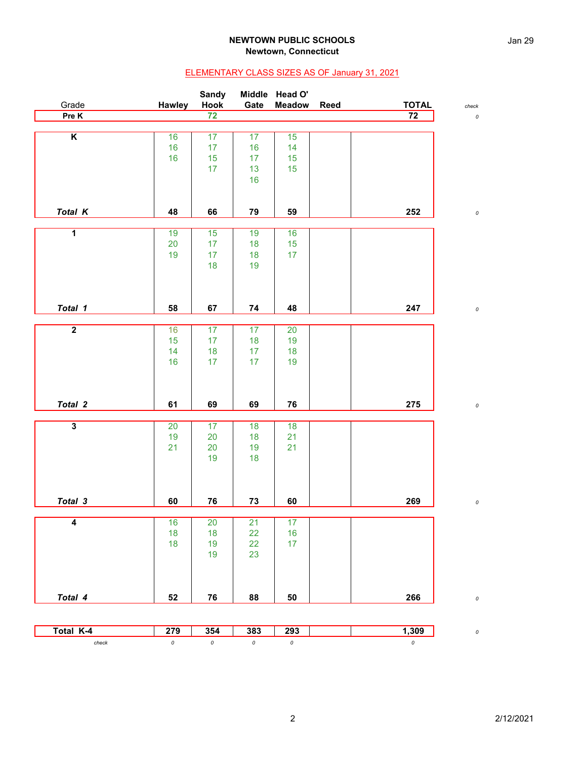**NEWTOWN PUBLIC SCHOOLS**
**Newtown, Connecticut**

Jan 29

ELEMENTARY CLASS SIZES AS OF January 31, 2021

| Grade | Hawley | Sandy Hook | Middle Gate | Head O' Meadow | Reed | TOTAL | check |
|---|---|---|---|---|---|---|---|
| **Pre K** | | 72 | | | | **72** | *0* |
| **K** | 16 | 17 | 17 | 15 | | | |
| | 16 | 17 | 16 | 14 | | | |
| | 16 | 15 | 17 | 15 | | | |
| | | 17 | 13 | 15 | | | |
| | | | 16 | | | | |
| ***Total K*** | **48** | **66** | **79** | **59** | | **252** | *0* |
| **1** | 19 | 15 | 19 | 16 | | | |
| | 20 | 17 | 18 | 15 | | | |
| | 19 | 17 | 18 | 17 | | | |
| | | 18 | 19 | | | | |
| ***Total 1*** | **58** | **67** | **74** | **48** | | **247** | *0* |
| **2** | 16 | 17 | 17 | 20 | | | |
| | 15 | 17 | 18 | 19 | | | |
| | 14 | 18 | 17 | 18 | | | |
| | 16 | 17 | 17 | 19 | | | |
| ***Total 2*** | **61** | **69** | **69** | **76** | | **275** | *0* |
| **3** | 20 | 17 | 18 | 18 | | | |
| | 19 | 20 | 18 | 21 | | | |
| | 21 | 20 | 19 | 21 | | | |
| | | 19 | 18 | | | | |
| ***Total 3*** | **60** | **76** | **73** | **60** | | **269** | *0* |
| **4** | 16 | 20 | 21 | 17 | | | |
| | 18 | 18 | 22 | 16 | | | |
| | 18 | 19 | 22 | 17 | | | |
| | | 19 | 23 | | | | |
| ***Total 4*** | **52** | **76** | **88** | **50** | | **266** | *0* |
| **Total K-4** | **279** | **354** | **383** | **293** | | **1,309** | *0* |
| *check* | *0* | *0* | *0* | *0* | | *0* | |

2/12/2021